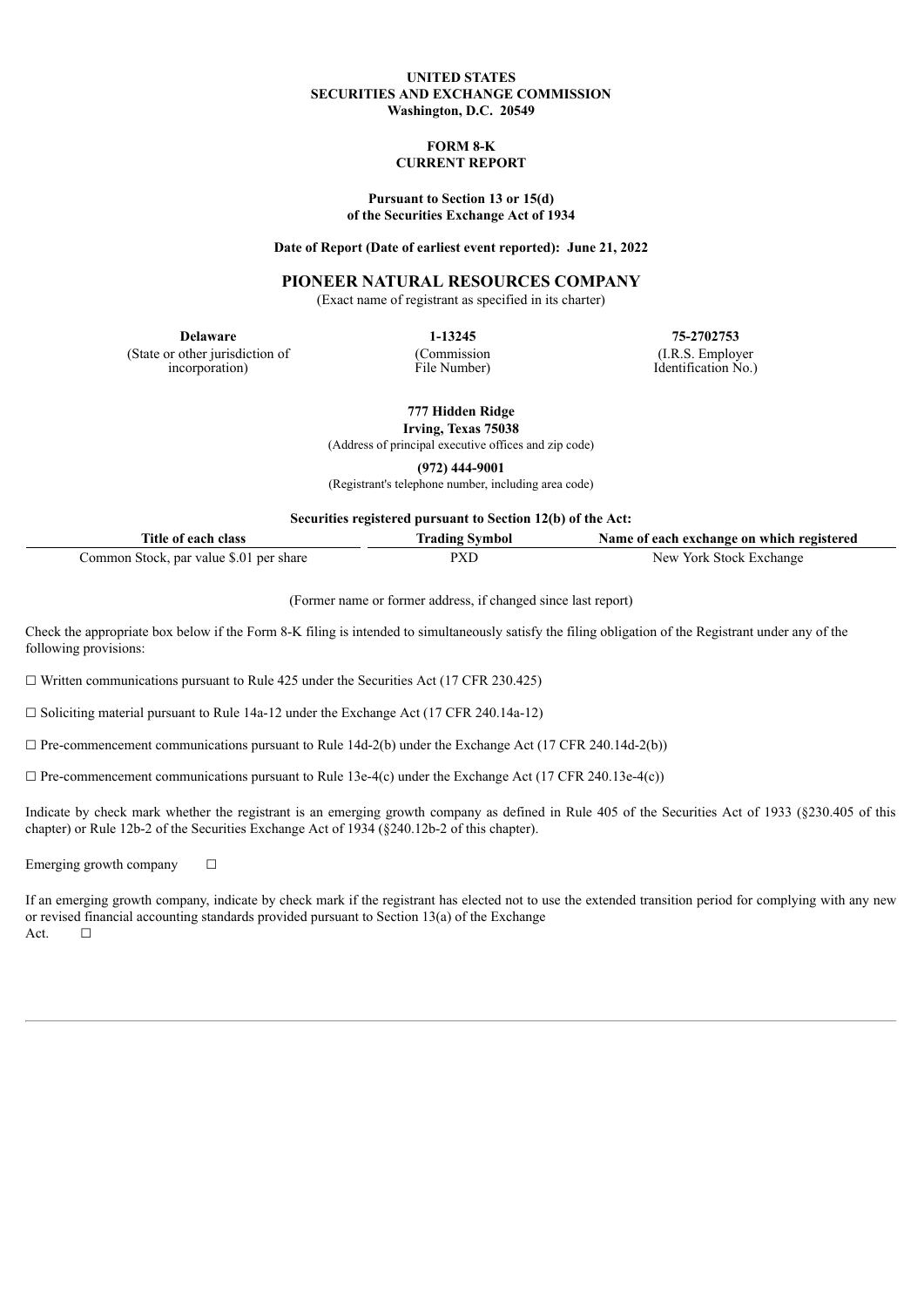**UNITED STATES**
**SECURITIES AND EXCHANGE COMMISSION**
**Washington, D.C. 20549**

**FORM 8-K**
**CURRENT REPORT**

**Pursuant to Section 13 or 15(d)**
**of the Securities Exchange Act of 1934**

**Date of Report (Date of earliest event reported): June 21, 2022**

# PIONEER NATURAL RESOURCES COMPANY

(Exact name of registrant as specified in its charter)

| **Delaware** | **1-13245** | **75-2702753** |
|---|---|---|
| (State or other jurisdiction of incorporation) | (Commission File Number) | (I.R.S. Employer Identification No.) |

**777 Hidden Ridge**
**Irving, Texas 75038**
(Address of principal executive offices and zip code)

**(972) 444-9001**
(Registrant's telephone number, including area code)

**Securities registered pursuant to Section 12(b) of the Act:**

| Title of each class | Trading Symbol | Name of each exchange on which registered |
|---|---|---|
| Common Stock, par value $.01 per share | PXD | New York Stock Exchange |

(Former name or former address, if changed since last report)

Check the appropriate box below if the Form 8-K filing is intended to simultaneously satisfy the filing obligation of the Registrant under any of the following provisions:

☐ Written communications pursuant to Rule 425 under the Securities Act (17 CFR 230.425)

☐ Soliciting material pursuant to Rule 14a-12 under the Exchange Act (17 CFR 240.14a-12)

☐ Pre-commencement communications pursuant to Rule 14d-2(b) under the Exchange Act (17 CFR 240.14d-2(b))

☐ Pre-commencement communications pursuant to Rule 13e-4(c) under the Exchange Act (17 CFR 240.13e-4(c))

Indicate by check mark whether the registrant is an emerging growth company as defined in Rule 405 of the Securities Act of 1933 (§230.405 of this chapter) or Rule 12b-2 of the Securities Exchange Act of 1934 (§240.12b-2 of this chapter).

Emerging growth company ☐

If an emerging growth company, indicate by check mark if the registrant has elected not to use the extended transition period for complying with any new or revised financial accounting standards provided pursuant to Section 13(a) of the Exchange Act. ☐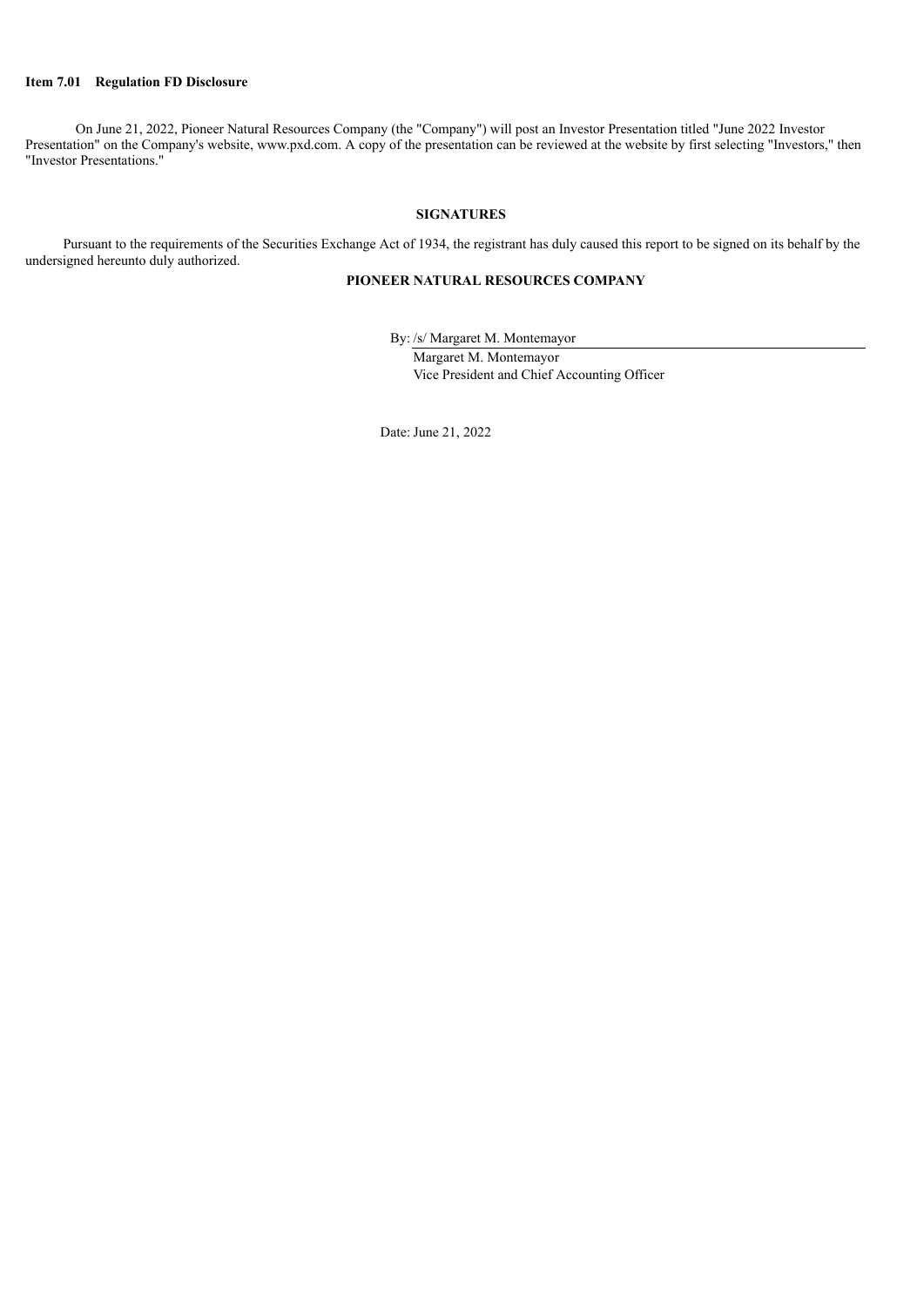**Item 7.01 Regulation FD Disclosure**

On June 21, 2022, Pioneer Natural Resources Company (the "Company") will post an Investor Presentation titled "June 2022 Investor Presentation" on the Company's website, www.pxd.com. A copy of the presentation can be reviewed at the website by first selecting "Investors," then "Investor Presentations."

**SIGNATURES**

Pursuant to the requirements of the Securities Exchange Act of 1934, the registrant has duly caused this report to be signed on its behalf by the undersigned hereunto duly authorized.

**PIONEER NATURAL RESOURCES COMPANY**

By: /s/ Margaret M. Montemayor

Margaret M. Montemayor
Vice President and Chief Accounting Officer

Date: June 21, 2022